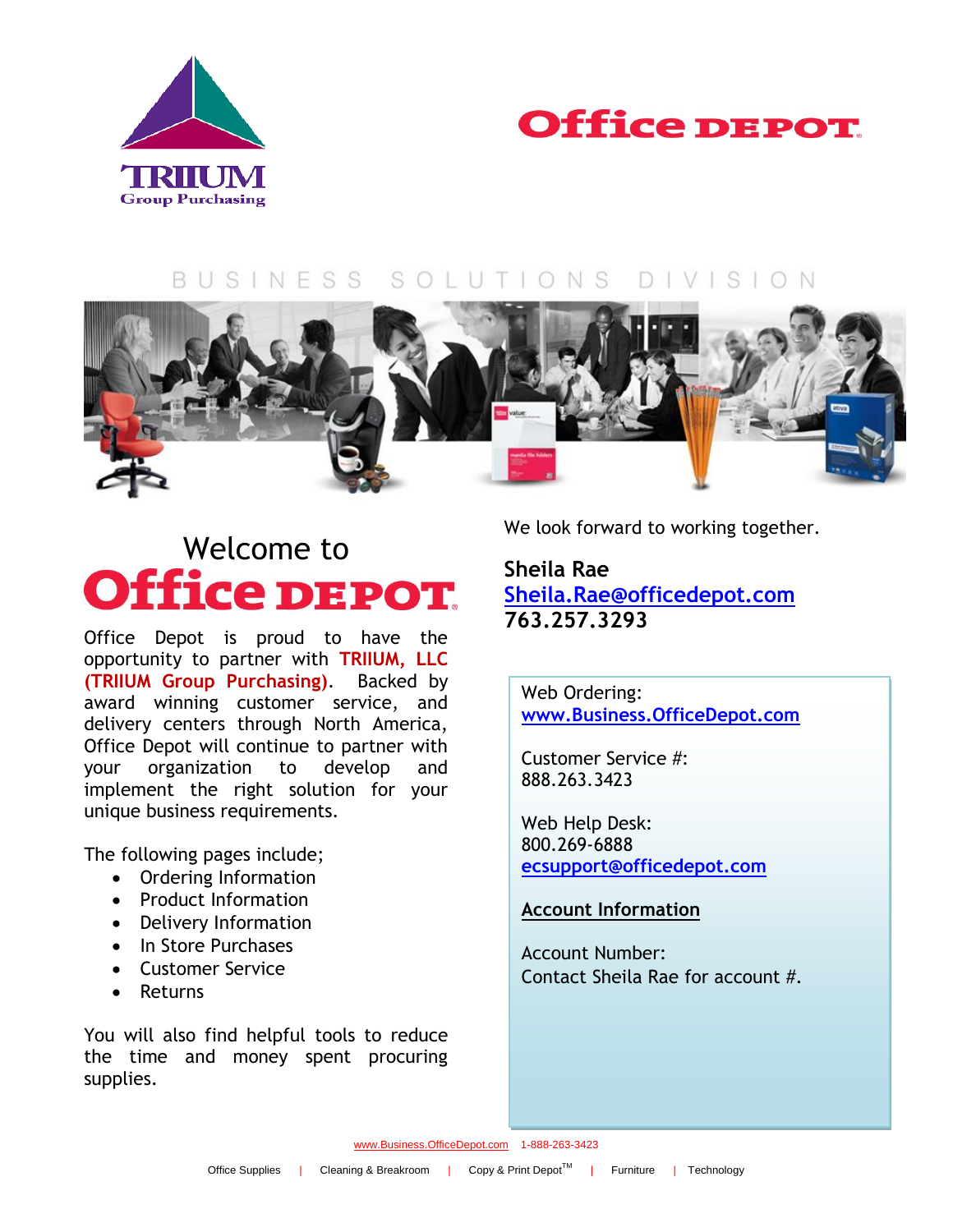TRIIUM Group Purchasing

Office DEPOT

BUSINESS SOLUTIONS DIVISION

# Welcome to Office DEPOT

Office Depot is proud to have the opportunity to partner with **TRIIUM, LLC (TRIIUM Group Purchasing)**. Backed by award winning customer service, and delivery centers through North America, Office Depot will continue to partner with your organization to develop and implement the right solution for your unique business requirements.

The following pages include;

- Ordering Information
- Product Information
- Delivery Information
- In Store Purchases
- Customer Service
- Returns

You will also find helpful tools to reduce the time and money spent procuring supplies.

We look forward to working together.

**Sheila Rae**
**Sheila.Rae@officedepot.com**
**763.257.3293**

Web Ordering:
**www.Business.OfficeDepot.com**

Customer Service #:
888.263.3423

Web Help Desk:
800.269-6888
**ecsupport@officedepot.com**

**Account Information**

Account Number:
Contact Sheila Rae for account #.

www.Business.OfficeDepot.com 1-888-263-3423

Office Supplies | Cleaning & Breakroom | Copy & Print Depot™ | Furniture | Technology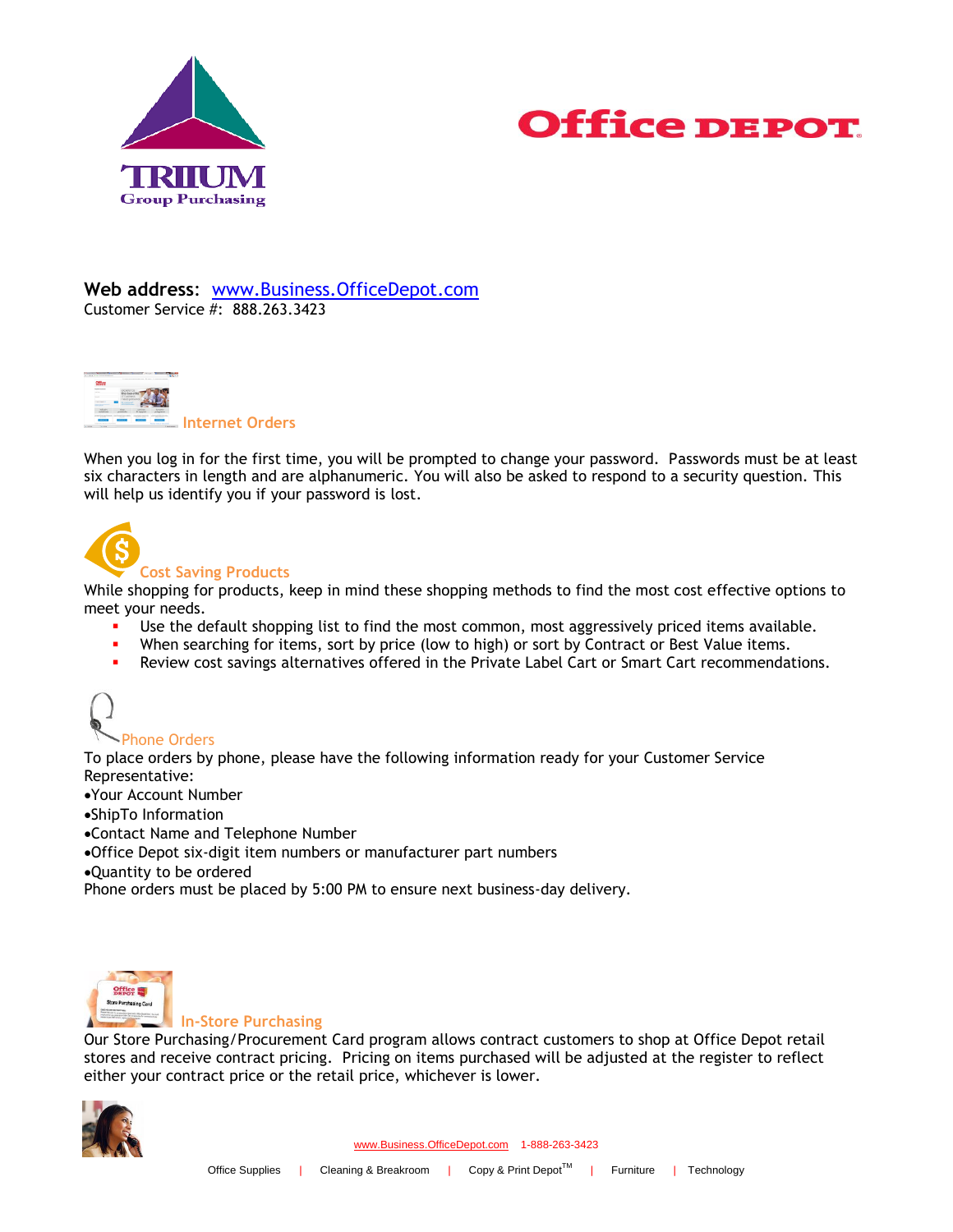TRIIUM Group Purchasing

Office DEPOT

**Web address:** [www.Business.OfficeDepot.com](http://www.Business.OfficeDepot.com)
Customer Service #: 888.263.3423

## Internet Orders

When you log in for the first time, you will be prompted to change your password. Passwords must be at least six characters in length and are alphanumeric. You will also be asked to respond to a security question. This will help us identify you if your password is lost.

## Cost Saving Products

While shopping for products, keep in mind these shopping methods to find the most cost effective options to meet your needs.

- Use the default shopping list to find the most common, most aggressively priced items available.
- When searching for items, sort by price (low to high) or sort by Contract or Best Value items.
- Review cost savings alternatives offered in the Private Label Cart or Smart Cart recommendations.

## Phone Orders

To place orders by phone, please have the following information ready for your Customer Service Representative:

- Your Account Number
- ShipTo Information
- Contact Name and Telephone Number
- Office Depot six-digit item numbers or manufacturer part numbers
- Quantity to be ordered

Phone orders must be placed by 5:00 PM to ensure next business-day delivery.

## In-Store Purchasing

Our Store Purchasing/Procurement Card program allows contract customers to shop at Office Depot retail stores and receive contract pricing. Pricing on items purchased will be adjusted at the register to reflect either your contract price or the retail price, whichever is lower.

www.Business.OfficeDepot.com 1-888-263-3423

Office Supplies | Cleaning & Breakroom | Copy & Print Depot™ | Furniture | Technology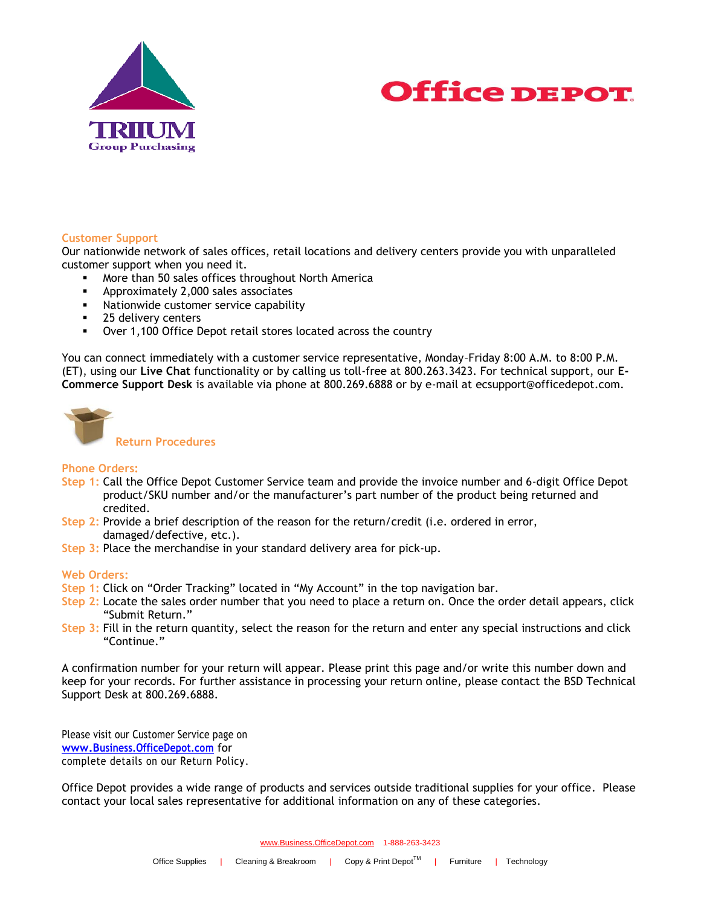## Customer Support

Our nationwide network of sales offices, retail locations and delivery centers provide you with unparalleled customer support when you need it.

- More than 50 sales offices throughout North America
- Approximately 2,000 sales associates
- Nationwide customer service capability
- 25 delivery centers
- Over 1,100 Office Depot retail stores located across the country

You can connect immediately with a customer service representative, Monday–Friday 8:00 A.M. to 8:00 P.M. (ET), using our **Live Chat** functionality or by calling us toll-free at 800.263.3423. For technical support, our **E-Commerce Support Desk** is available via phone at 800.269.6888 or by e-mail at ecsupport@officedepot.com.

## Return Procedures

### Phone Orders:

**Step 1:** Call the Office Depot Customer Service team and provide the invoice number and 6-digit Office Depot product/SKU number and/or the manufacturer's part number of the product being returned and credited.

**Step 2:** Provide a brief description of the reason for the return/credit (i.e. ordered in error, damaged/defective, etc.).

**Step 3:** Place the merchandise in your standard delivery area for pick-up.

### Web Orders:

**Step 1:** Click on "Order Tracking" located in "My Account" in the top navigation bar.

**Step 2:** Locate the sales order number that you need to place a return on. Once the order detail appears, click "Submit Return."

**Step 3:** Fill in the return quantity, select the reason for the return and enter any special instructions and click "Continue."

A confirmation number for your return will appear. Please print this page and/or write this number down and keep for your records. For further assistance in processing your return online, please contact the BSD Technical Support Desk at 800.269.6888.

Please visit our Customer Service page on [www.Business.OfficeDepot.com](http://www.Business.OfficeDepot.com) for complete details on our Return Policy.

Office Depot provides a wide range of products and services outside traditional supplies for your office. Please contact your local sales representative for additional information on any of these categories.

www.Business.OfficeDepot.com 1-888-263-3423

Office Supplies | Cleaning & Breakroom | Copy & Print Depot™ | Furniture | Technology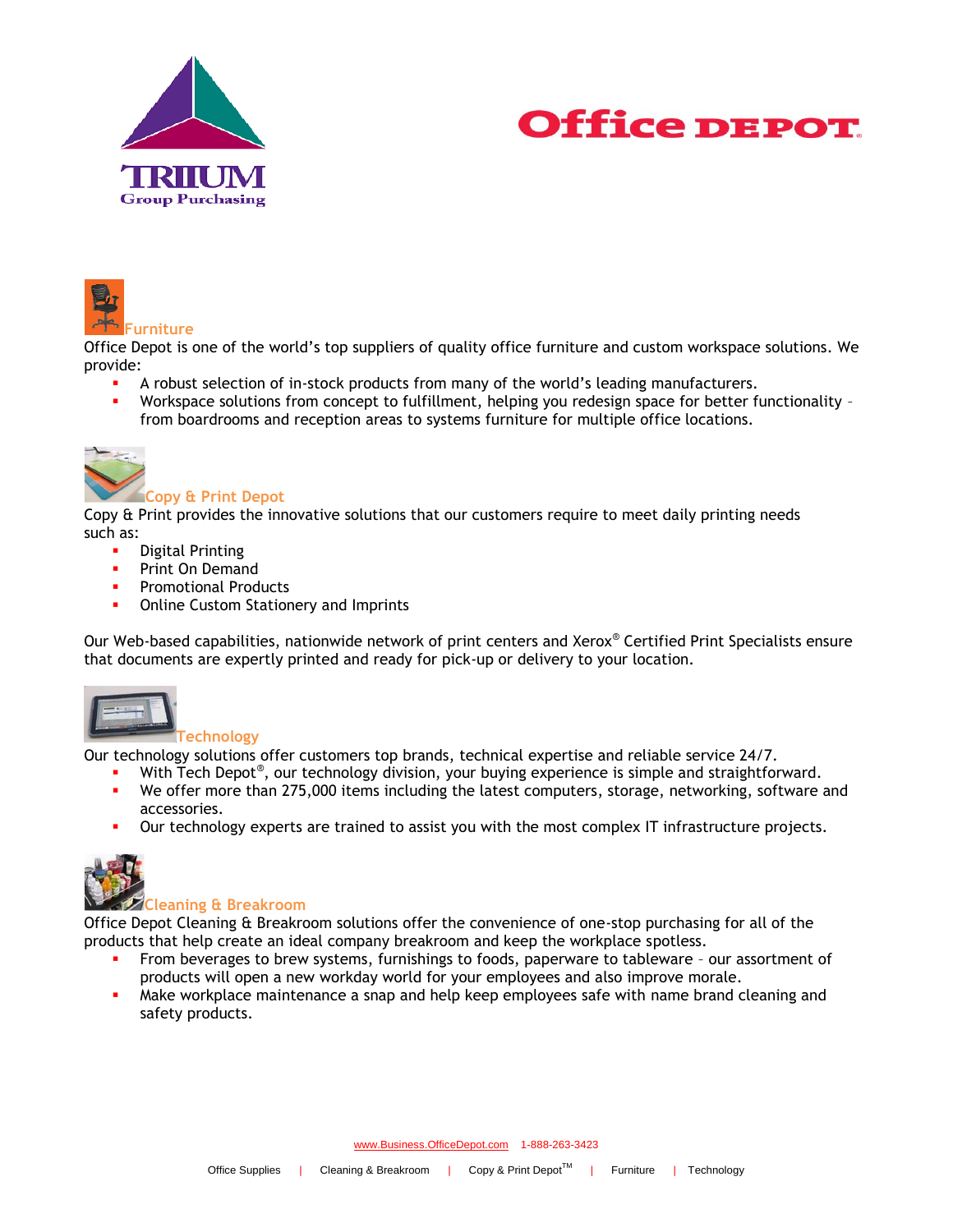TRIIUM Group Purchasing

Office DEPOT

### Furniture

Office Depot is one of the world's top suppliers of quality office furniture and custom workspace solutions. We provide:

- A robust selection of in-stock products from many of the world's leading manufacturers.
- Workspace solutions from concept to fulfillment, helping you redesign space for better functionality – from boardrooms and reception areas to systems furniture for multiple office locations.

### Copy & Print Depot

Copy & Print provides the innovative solutions that our customers require to meet daily printing needs such as:

- Digital Printing
- Print On Demand
- Promotional Products
- Online Custom Stationery and Imprints

Our Web-based capabilities, nationwide network of print centers and Xerox® Certified Print Specialists ensure that documents are expertly printed and ready for pick-up or delivery to your location.

### Technology

Our technology solutions offer customers top brands, technical expertise and reliable service 24/7.

- With Tech Depot®, our technology division, your buying experience is simple and straightforward.
- We offer more than 275,000 items including the latest computers, storage, networking, software and accessories.
- Our technology experts are trained to assist you with the most complex IT infrastructure projects.

### Cleaning & Breakroom

Office Depot Cleaning & Breakroom solutions offer the convenience of one-stop purchasing for all of the products that help create an ideal company breakroom and keep the workplace spotless.

- From beverages to brew systems, furnishings to foods, paperware to tableware – our assortment of products will open a new workday world for your employees and also improve morale.
- Make workplace maintenance a snap and help keep employees safe with name brand cleaning and safety products.

www.Business.OfficeDepot.com 1-888-263-3423

Office Supplies | Cleaning & Breakroom | Copy & Print Depot™ | Furniture | Technology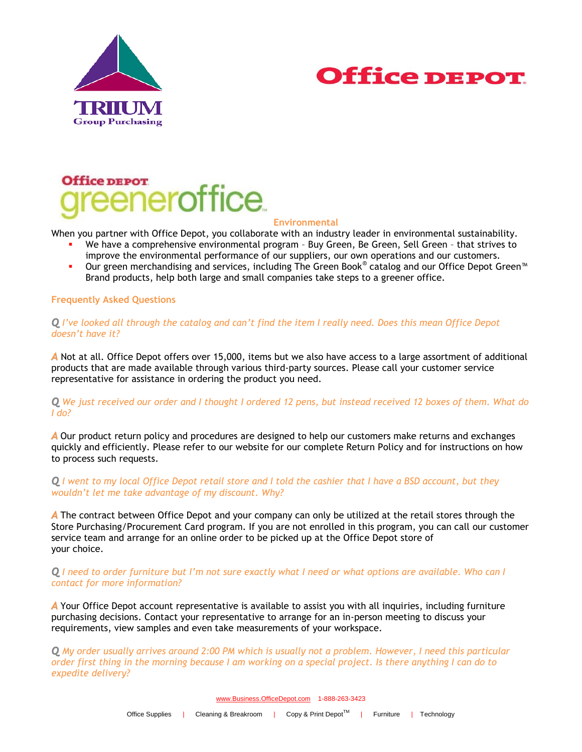## Environmental

When you partner with Office Depot, you collaborate with an industry leader in environmental sustainability.

- We have a comprehensive environmental program – Buy Green, Be Green, Sell Green – that strives to improve the environmental performance of our suppliers, our own operations and our customers.
- Our green merchandising and services, including The Green Book® catalog and our Office Depot Green™ Brand products, help both large and small companies take steps to a greener office.

## Frequently Asked Questions

***Q*** *I've looked all through the catalog and can't find the item I really need. Does this mean Office Depot doesn't have it?*

***A*** Not at all. Office Depot offers over 15,000, items but we also have access to a large assortment of additional products that are made available through various third-party sources. Please call your customer service representative for assistance in ordering the product you need.

***Q*** *We just received our order and I thought I ordered 12 pens, but instead received 12 boxes of them. What do I do?*

***A*** Our product return policy and procedures are designed to help our customers make returns and exchanges quickly and efficiently. Please refer to our website for our complete Return Policy and for instructions on how to process such requests.

***Q*** *I went to my local Office Depot retail store and I told the cashier that I have a BSD account, but they wouldn't let me take advantage of my discount. Why?*

***A*** The contract between Office Depot and your company can only be utilized at the retail stores through the Store Purchasing/Procurement Card program. If you are not enrolled in this program, you can call our customer service team and arrange for an online order to be picked up at the Office Depot store of your choice.

***Q*** *I need to order furniture but I'm not sure exactly what I need or what options are available. Who can I contact for more information?*

***A*** Your Office Depot account representative is available to assist you with all inquiries, including furniture purchasing decisions. Contact your representative to arrange for an in-person meeting to discuss your requirements, view samples and even take measurements of your workspace.

***Q*** *My order usually arrives around 2:00 PM which is usually not a problem. However, I need this particular order first thing in the morning because I am working on a special project. Is there anything I can do to expedite delivery?*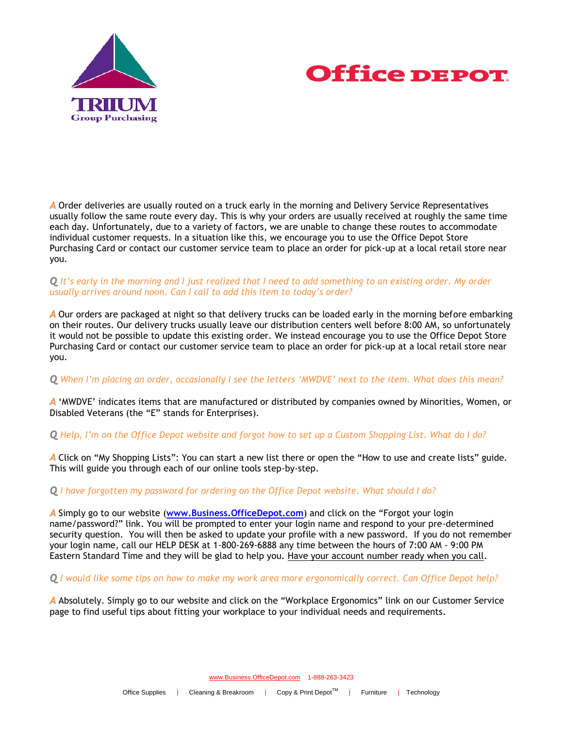**A** Order deliveries are usually routed on a truck early in the morning and Delivery Service Representatives usually follow the same route every day. This is why your orders are usually received at roughly the same time each day. Unfortunately, due to a variety of factors, we are unable to change these routes to accommodate individual customer requests. In a situation like this, we encourage you to use the Office Depot Store Purchasing Card or contact our customer service team to place an order for pick-up at a local retail store near you.

**Q** *It's early in the morning and I just realized that I need to add something to an existing order. My order usually arrives around noon. Can I call to add this item to today's order?*

**A** Our orders are packaged at night so that delivery trucks can be loaded early in the morning before embarking on their routes. Our delivery trucks usually leave our distribution centers well before 8:00 AM, so unfortunately it would not be possible to update this existing order. We instead encourage you to use the Office Depot Store Purchasing Card or contact our customer service team to place an order for pick-up at a local retail store near you.

**Q** *When I'm placing an order, occasionally I see the letters 'MWDVE' next to the item. What does this mean?*

**A** 'MWDVE' indicates items that are manufactured or distributed by companies owned by Minorities, Women, or Disabled Veterans (the "E" stands for Enterprises).

**Q** *Help, I'm on the Office Depot website and forgot how to set up a Custom Shopping List. What do I do?*

**A** Click on "My Shopping Lists": You can start a new list there or open the "How to use and create lists" guide. This will guide you through each of our online tools step-by-step.

**Q** *I have forgotten my password for ordering on the Office Depot website. What should I do?*

**A** Simply go to our website (**www.Business.OfficeDepot.com**) and click on the "Forgot your login name/password?" link. You will be prompted to enter your login name and respond to your pre-determined security question. You will then be asked to update your profile with a new password. If you do not remember your login name, call our HELP DESK at 1-800-269-6888 any time between the hours of 7:00 AM - 9:00 PM Eastern Standard Time and they will be glad to help you. Have your account number ready when you call.

**Q** *I would like some tips on how to make my work area more ergonomically correct. Can Office Depot help?*

**A** Absolutely. Simply go to our website and click on the "Workplace Ergonomics" link on our Customer Service page to find useful tips about fitting your workplace to your individual needs and requirements.